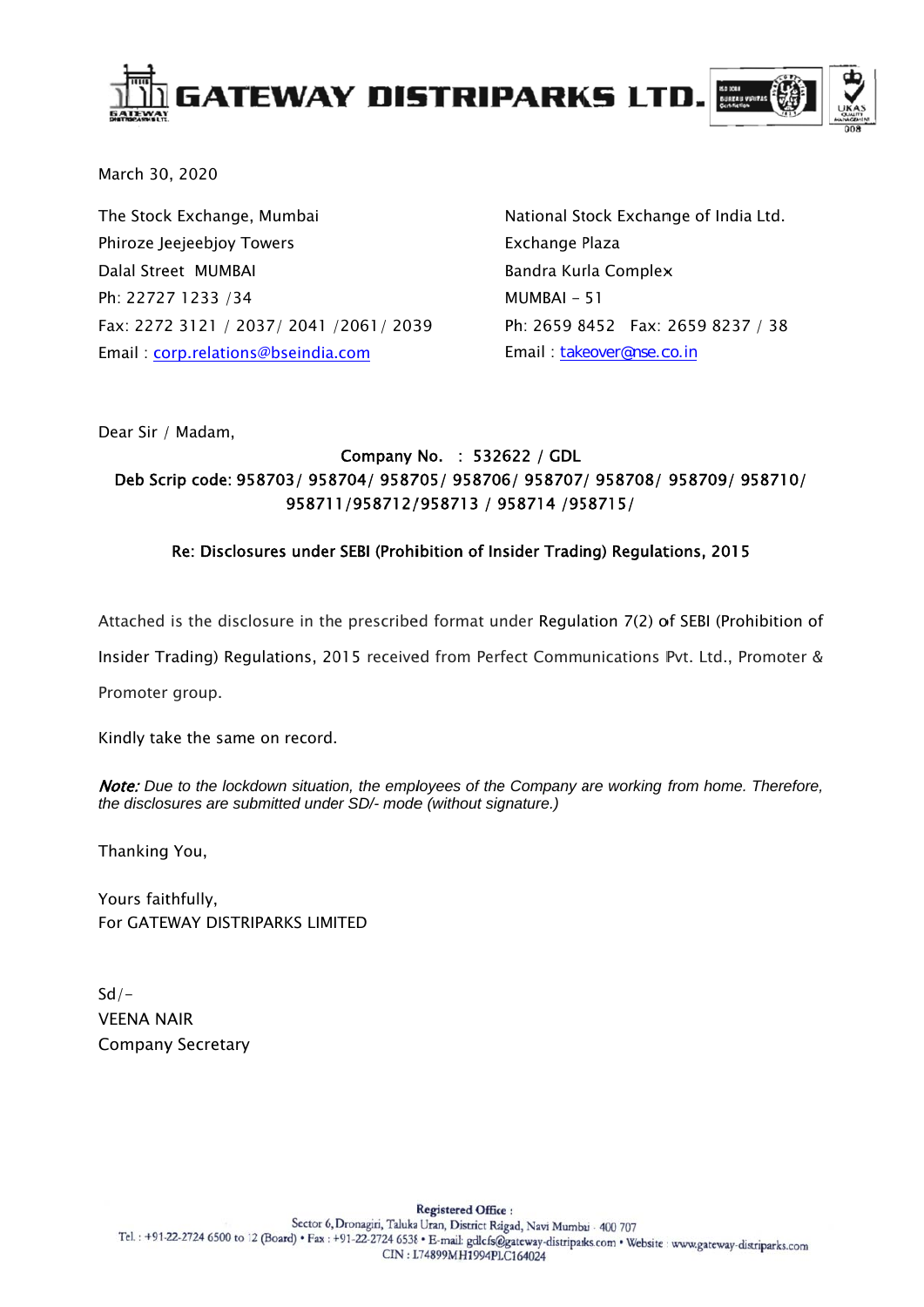# GATEWAY DISTRIPARKS LTD.

March 30, 2020

The Stock Exchange, Mumbai
Phiroze Jeejeebjoy Towers
Dalal Street MUMBAI
Ph: 22727 1233 /34
Fax: 2272 3121 / 2037/ 2041 /2061/ 2039
Email : corp.relations@bseindia.com

National Stock Exchange of India Ltd.
Exchange Plaza
Bandra Kurla Complex
MUMBAI - 51
Ph: 2659 8452 Fax: 2659 8237 / 38
Email : takeover@nse.co.in

Dear Sir / Madam,

**Company No. : 532622 / GDL**
**Deb Scrip code: 958703/ 958704/ 958705/ 958706/ 958707/ 958708/ 958709/ 958710/ 958711/958712/958713 / 958714 /958715/**

**Re: Disclosures under SEBI (Prohibition of Insider Trading) Regulations, 2015**

Attached is the disclosure in the prescribed format under Regulation 7(2) of SEBI (Prohibition of Insider Trading) Regulations, 2015 received from Perfect Communications Pvt. Ltd., Promoter & Promoter group.

Kindly take the same on record.

***Note:*** *Due to the lockdown situation, the employees of the Company are working from home. Therefore, the disclosures are submitted under SD/- mode (without signature.)*

Thanking You,

Yours faithfully,
For GATEWAY DISTRIPARKS LIMITED

Sd/-
VEENA NAIR
Company Secretary

**Registered Office :**
Sector 6, Dronagiri, Taluka Uran, District Raigad, Navi Mumbai - 400 707
Tel. : +91-22-2724 6500 to 12 (Board) • Fax : +91-22-2724 6538 • E-mail: gdlcfs@gateway-distriparks.com • Website : www.gateway-distriparks.com
CIN : L74899MH1994PLC164024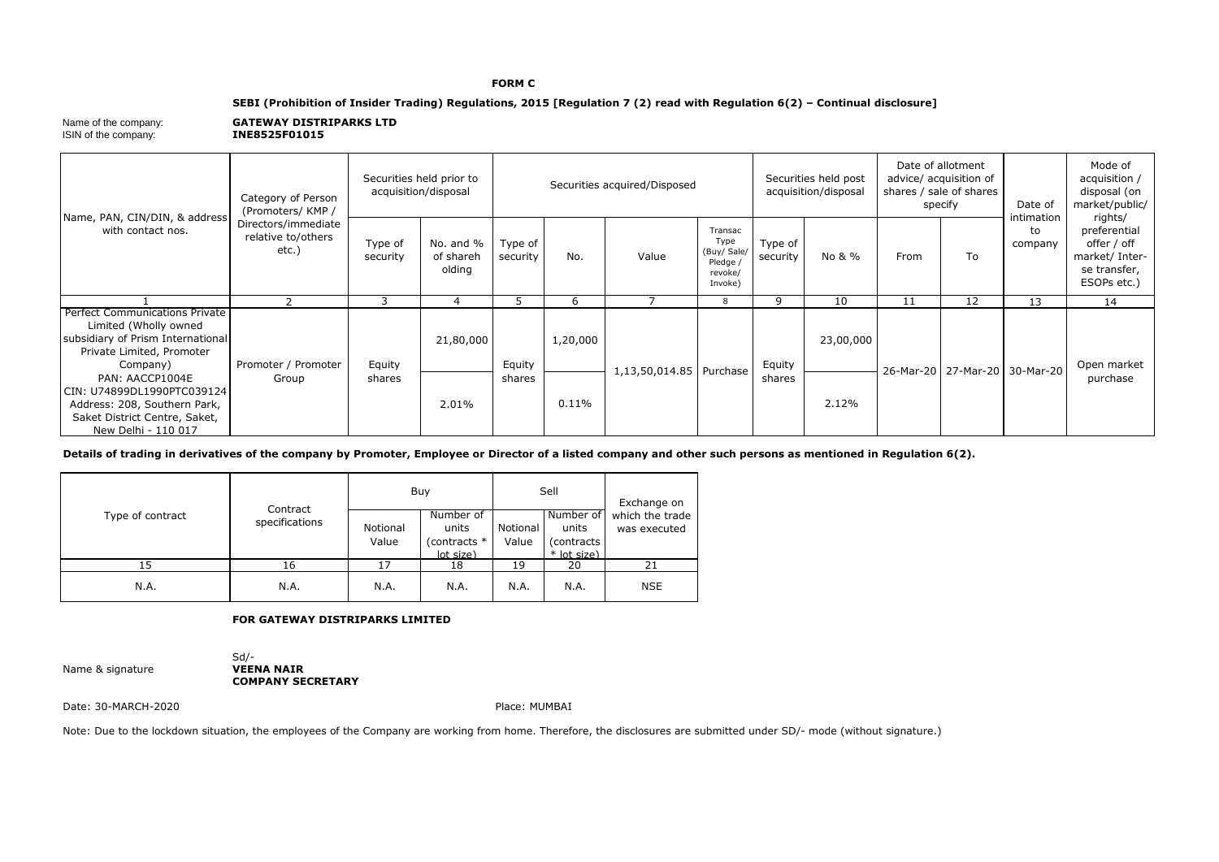**FORM C**

**SEBI (Prohibition of Insider Trading) Regulations, 2015 [Regulation 7 (2) read with Regulation 6(2) – Continual disclosure]**

Name of the company: **GATEWAY DISTRIPARKS LTD**
ISIN of the company: **INE8525F01015**

| Name, PAN, CIN/DIN, & address with contact nos. | Category of Person (Promoters/ KMP / Directors/immediate relative to/others etc.) | Securities held prior to acquisition/disposal | | Securities acquired/Disposed | | | | Securities held post acquisition/disposal | | Date of allotment advice/ acquisition of shares / sale of shares specify | | Date of intimation to company | Mode of acquisition / disposal (on market/public/ rights/ preferential offer / off market/ Inter-se transfer, ESOPs etc.) |
|---|---|---|---|---|---|---|---|---|---|---|---|---|---|
| | | Type of security | No. and % of shareholding | Type of security | No. | Value | Transac Type (Buy/ Sale/ Pledge / revoke/ Invoke) | Type of security | No & % | From | To | | |
| 1 | 2 | 3 | 4 | 5 | 6 | 7 | 8 | 9 | 10 | 11 | 12 | 13 | 14 |
| Perfect Communications Private Limited (Wholly owned subsidiary of Prism International Private Limited, Promoter Company) PAN: AACCP1004E CIN: U74899DL1990PTC039124 Address: 208, Southern Park, Saket District Centre, Saket, New Delhi - 110 017 | Promoter / Promoter Group | Equity shares | 21,80,000 2.01% | Equity shares | 1,20,000 0.11% | 1,13,50,014.85 | Purchase | Equity shares | 23,00,000 2.12% | 26-Mar-20 | 27-Mar-20 | 30-Mar-20 | Open market purchase |

**Details of trading in derivatives of the company by Promoter, Employee or Director of a listed company and other such persons as mentioned in Regulation 6(2).**

| Type of contract | Contract specifications | Buy | | Sell | | Exchange on which the trade was executed |
|---|---|---|---|---|---|---|
| | | Notional Value | Number of units (contracts * lot size) | Notional Value | Number of units (contracts * lot size) | |
| 15 | 16 | 17 | 18 | 19 | 20 | 21 |
| N.A. | N.A. | N.A. | N.A. | N.A. | N.A. | NSE |

**FOR GATEWAY DISTRIPARKS LIMITED**

Name & signature

Sd/-
**VEENA NAIR**
**COMPANY SECRETARY**

Date: 30-MARCH-2020

Place: MUMBAI

Note: Due to the lockdown situation, the employees of the Company are working from home. Therefore, the disclosures are submitted under SD/- mode (without signature.)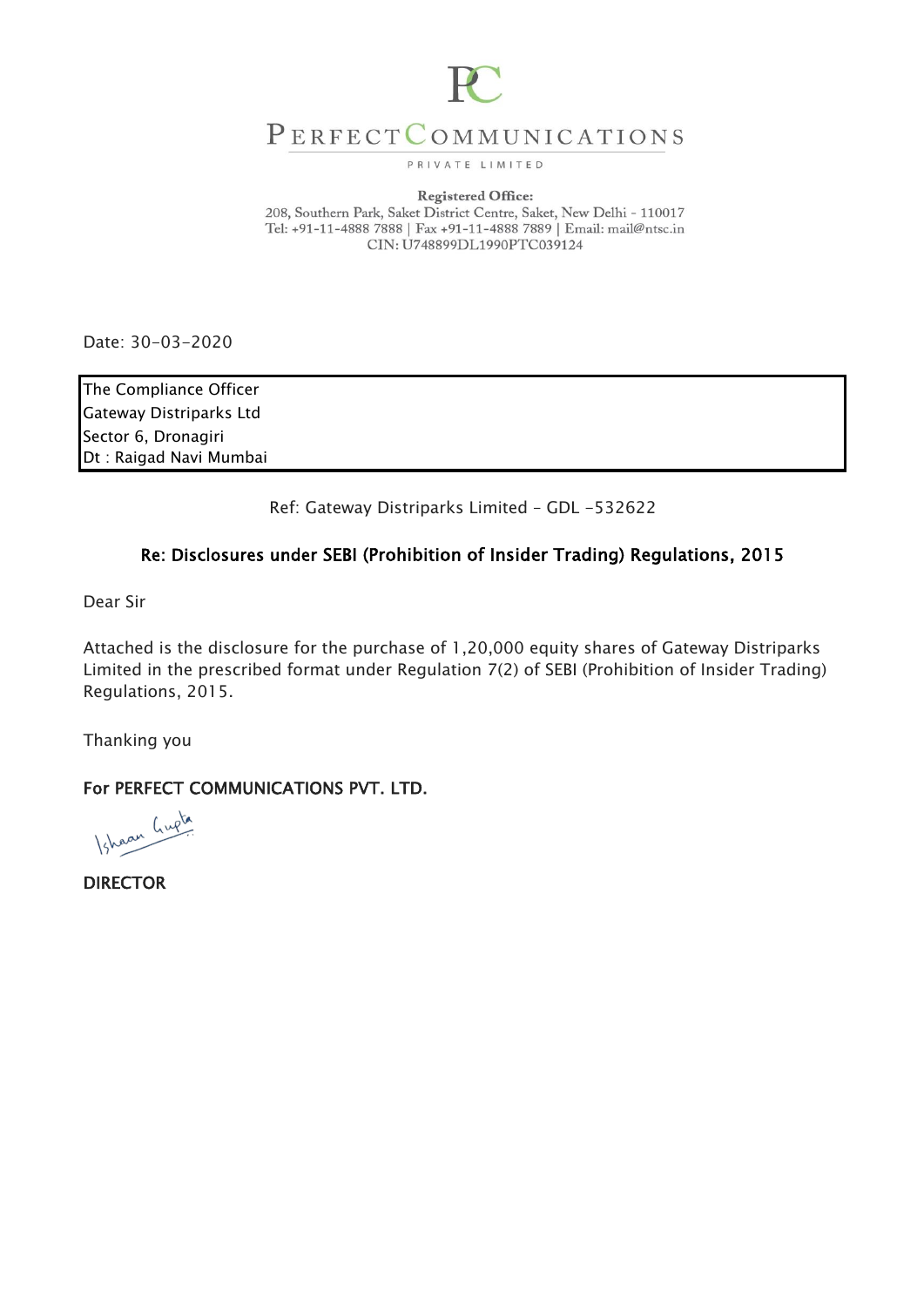# PERFECT COMMUNICATIONS

PRIVATE LIMITED

**Registered Office:**
208, Southern Park, Saket District Centre, Saket, New Delhi - 110017
Tel: +91-11-4888 7888 | Fax +91-11-4888 7889 | Email: mail@ntsc.in
CIN: U748899DL1990PTC039124

Date: 30-03-2020

The Compliance Officer
Gateway Distriparks Ltd
Sector 6, Dronagiri
Dt : Raigad Navi Mumbai

Ref: Gateway Distriparks Limited – GDL -532622

**Re: Disclosures under SEBI (Prohibition of Insider Trading) Regulations, 2015**

Dear Sir

Attached is the disclosure for the purchase of 1,20,000 equity shares of Gateway Distriparks Limited in the prescribed format under Regulation 7(2) of SEBI (Prohibition of Insider Trading) Regulations, 2015.

Thanking you

**For PERFECT COMMUNICATIONS PVT. LTD.**

Ishaan Gupta

**DIRECTOR**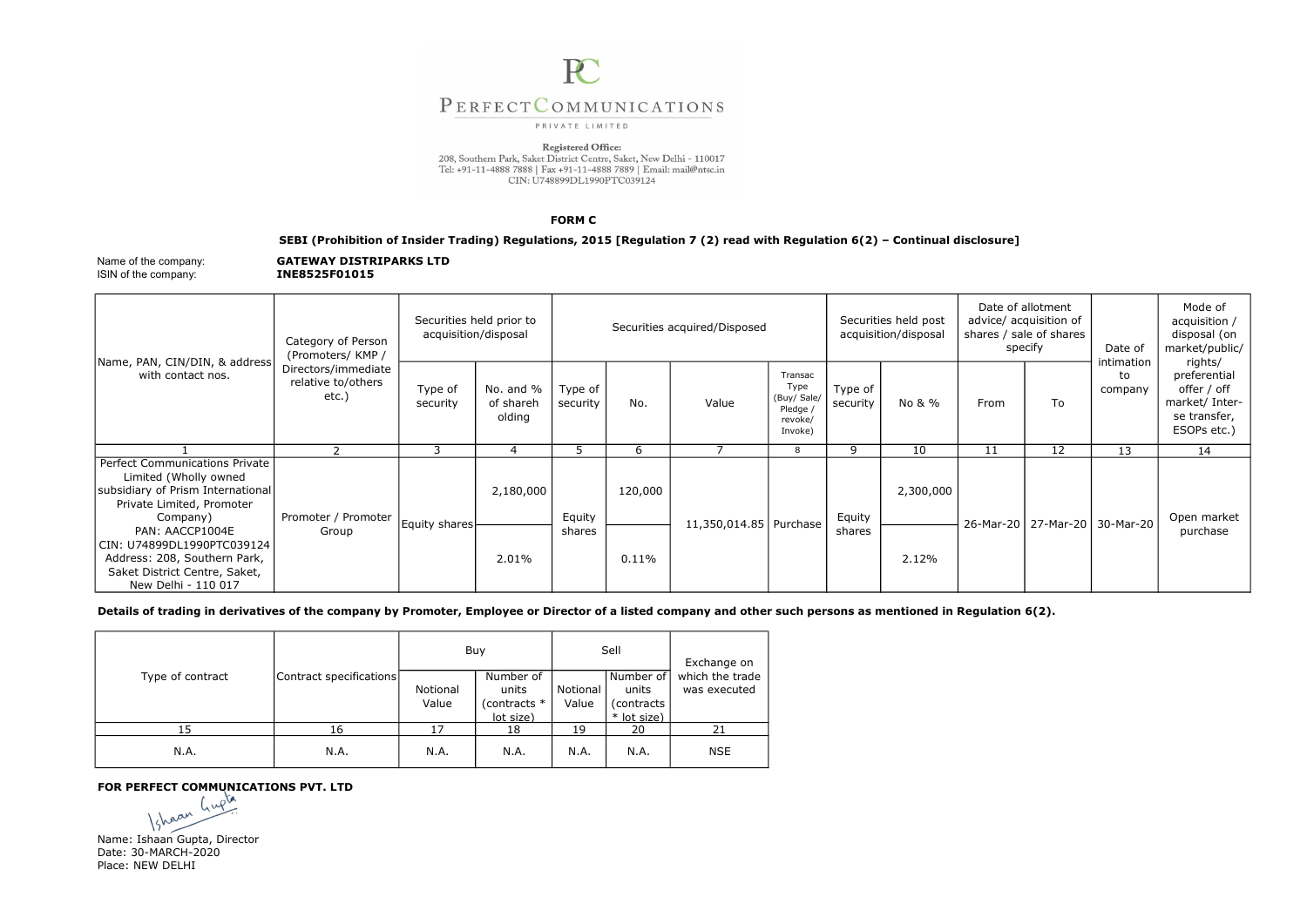PERFECT COMMUNICATIONS
PRIVATE LIMITED

Registered Office:
208, Southern Park, Saket District Centre, Saket, New Delhi - 110017
Tel: +91-11-4888 7888 | Fax +91-11-4888 7889 | Email: mail@ntsc.in
CIN: U748899DL1990PTC039124

**FORM C**

**SEBI (Prohibition of Insider Trading) Regulations, 2015 [Regulation 7 (2) read with Regulation 6(2) – Continual disclosure]**

Name of the company: **GATEWAY DISTRIPARKS LTD**
ISIN of the company: **INE8525F01015**

| Name, PAN, CIN/DIN, & address with contact nos. | Category of Person (Promoters/ KMP / Directors/immediate relative to/others etc.) | Securities held prior to acquisition/disposal | | Securities acquired/Disposed | | | | Securities held post acquisition/disposal | | Date of allotment advice/ acquisition of shares / sale of shares specify | | Date of intimation to company | Mode of acquisition / disposal (on market/public/ rights/ preferential offer / off market/ Inter-se transfer, ESOPs etc.) |
|---|---|---|---|---|---|---|---|---|---|---|---|---|---|
| | | Type of security | No. and % of shareholding | Type of security | No. | Value | Transac Type (Buy/ Sale/ Pledge / revoke/ Invoke) | Type of security | No & % | From | To | | |
| 1 | 2 | 3 | 4 | 5 | 6 | 7 | 8 | 9 | 10 | 11 | 12 | 13 | 14 |
| Perfect Communications Private Limited (Wholly owned subsidiary of Prism International Private Limited, Promoter Company) PAN: AACCP1004E CIN: U74899DL1990PTC039124 Address: 208, Southern Park, Saket District Centre, Saket, New Delhi - 110 017 | Promoter / Promoter Group | Equity shares | 2,180,000 / 2.01% | Equity shares | 120,000 / 0.11% | 11,350,014.85 | Purchase | Equity shares | 2,300,000 / 2.12% | 26-Mar-20 | 27-Mar-20 | 30-Mar-20 | Open market purchase |

**Details of trading in derivatives of the company by Promoter, Employee or Director of a listed company and other such persons as mentioned in Regulation 6(2).**

| Type of contract | Contract specifications | Buy | | Sell | | Exchange on which the trade was executed |
|---|---|---|---|---|---|---|
| | | Notional Value | Number of units (contracts * lot size) | Notional Value | Number of units (contracts * lot size) | |
| 15 | 16 | 17 | 18 | 19 | 20 | 21 |
| N.A. | N.A. | N.A. | N.A. | N.A. | N.A. | NSE |

**FOR PERFECT COMMUNICATIONS PVT. LTD**

Ishaan Gupta

Name: Ishaan Gupta, Director
Date: 30-MARCH-2020
Place: NEW DELHI